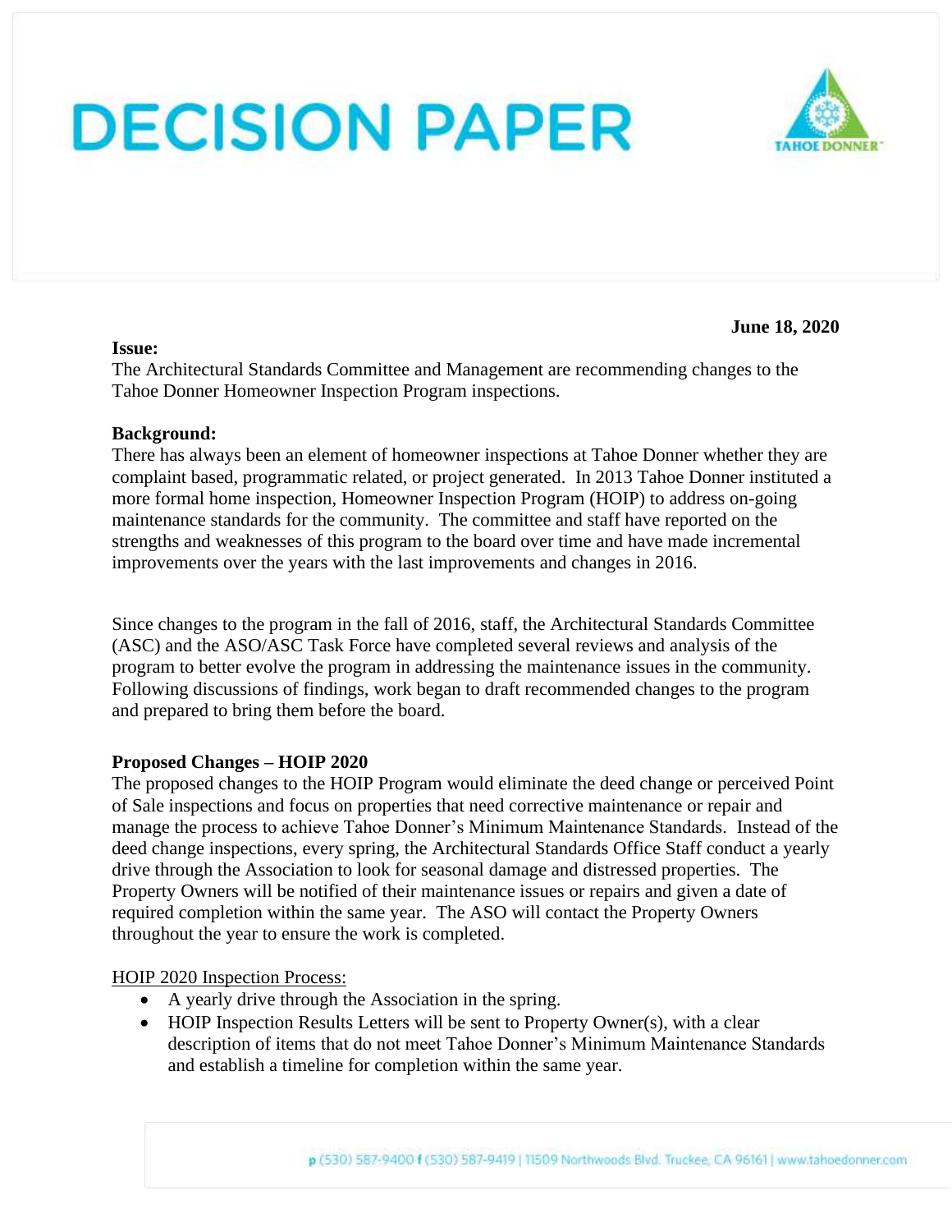# DECISION PAPER

**June 18, 2020**

**Issue:**
The Architectural Standards Committee and Management are recommending changes to the Tahoe Donner Homeowner Inspection Program inspections.

**Background:**
There has always been an element of homeowner inspections at Tahoe Donner whether they are complaint based, programmatic related, or project generated. In 2013 Tahoe Donner instituted a more formal home inspection, Homeowner Inspection Program (HOIP) to address on-going maintenance standards for the community. The committee and staff have reported on the strengths and weaknesses of this program to the board over time and have made incremental improvements over the years with the last improvements and changes in 2016.

Since changes to the program in the fall of 2016, staff, the Architectural Standards Committee (ASC) and the ASO/ASC Task Force have completed several reviews and analysis of the program to better evolve the program in addressing the maintenance issues in the community. Following discussions of findings, work began to draft recommended changes to the program and prepared to bring them before the board.

**Proposed Changes – HOIP 2020**
The proposed changes to the HOIP Program would eliminate the deed change or perceived Point of Sale inspections and focus on properties that need corrective maintenance or repair and manage the process to achieve Tahoe Donner's Minimum Maintenance Standards. Instead of the deed change inspections, every spring, the Architectural Standards Office Staff conduct a yearly drive through the Association to look for seasonal damage and distressed properties. The Property Owners will be notified of their maintenance issues or repairs and given a date of required completion within the same year. The ASO will contact the Property Owners throughout the year to ensure the work is completed.

<u>HOIP 2020 Inspection Process:</u>

- A yearly drive through the Association in the spring.
- HOIP Inspection Results Letters will be sent to Property Owner(s), with a clear description of items that do not meet Tahoe Donner's Minimum Maintenance Standards and establish a timeline for completion within the same year.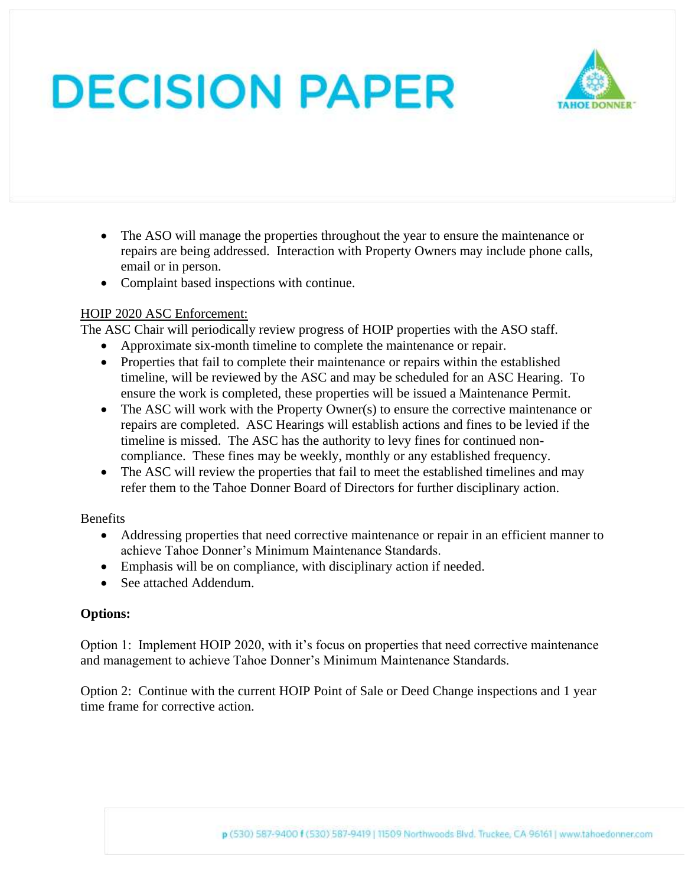- The ASO will manage the properties throughout the year to ensure the maintenance or repairs are being addressed. Interaction with Property Owners may include phone calls, email or in person.
- Complaint based inspections with continue.

<u>HOIP 2020 ASC Enforcement:</u>

The ASC Chair will periodically review progress of HOIP properties with the ASO staff.

- Approximate six-month timeline to complete the maintenance or repair.
- Properties that fail to complete their maintenance or repairs within the established timeline, will be reviewed by the ASC and may be scheduled for an ASC Hearing. To ensure the work is completed, these properties will be issued a Maintenance Permit.
- The ASC will work with the Property Owner(s) to ensure the corrective maintenance or repairs are completed. ASC Hearings will establish actions and fines to be levied if the timeline is missed. The ASC has the authority to levy fines for continued non-compliance. These fines may be weekly, monthly or any established frequency.
- The ASC will review the properties that fail to meet the established timelines and may refer them to the Tahoe Donner Board of Directors for further disciplinary action.

Benefits

- Addressing properties that need corrective maintenance or repair in an efficient manner to achieve Tahoe Donner's Minimum Maintenance Standards.
- Emphasis will be on compliance, with disciplinary action if needed.
- See attached Addendum.

**Options:**

Option 1: Implement HOIP 2020, with it's focus on properties that need corrective maintenance and management to achieve Tahoe Donner's Minimum Maintenance Standards.

Option 2: Continue with the current HOIP Point of Sale or Deed Change inspections and 1 year time frame for corrective action.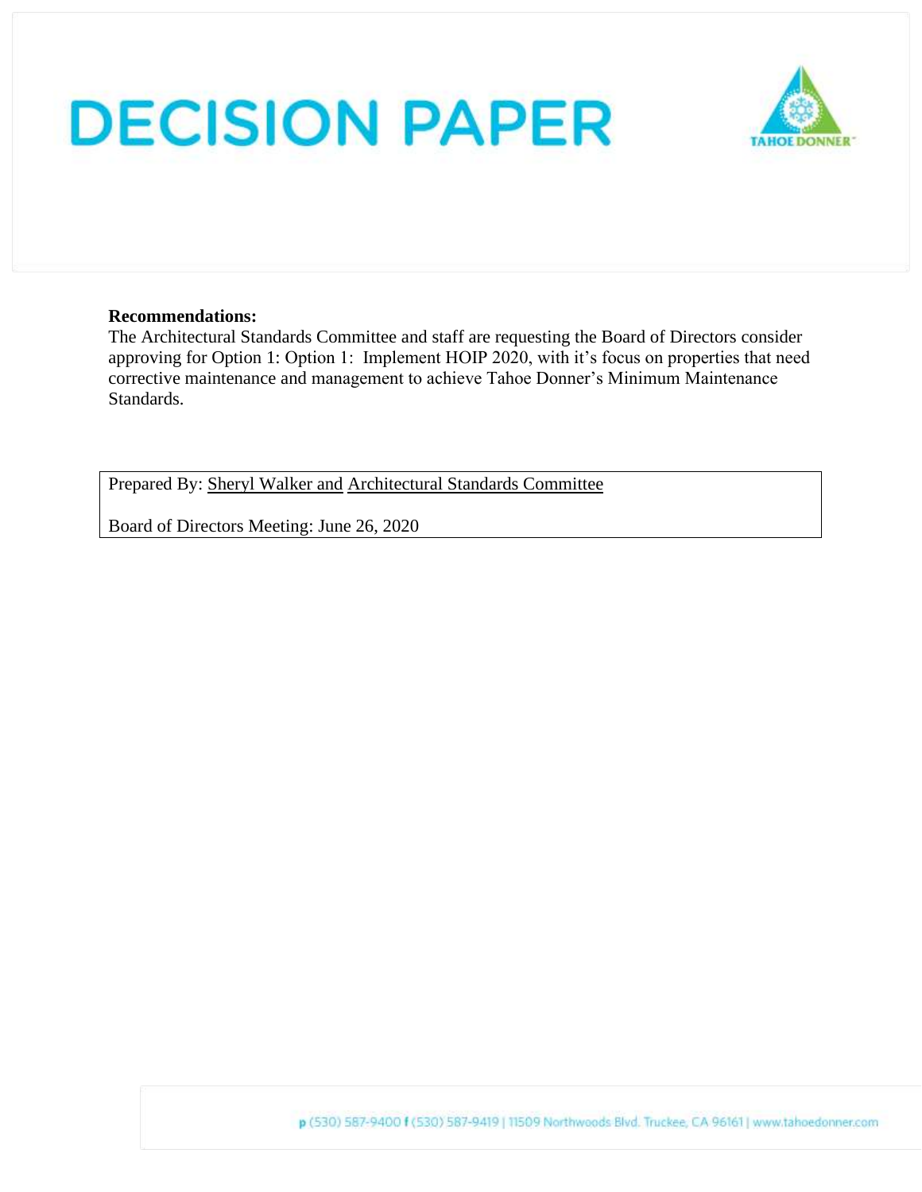# DECISION PAPER

**Recommendations:**

The Architectural Standards Committee and staff are requesting the Board of Directors consider approving for Option 1: Option 1: Implement HOIP 2020, with it's focus on properties that need corrective maintenance and management to achieve Tahoe Donner's Minimum Maintenance Standards.

Prepared By: Sheryl Walker and Architectural Standards Committee

Board of Directors Meeting: June 26, 2020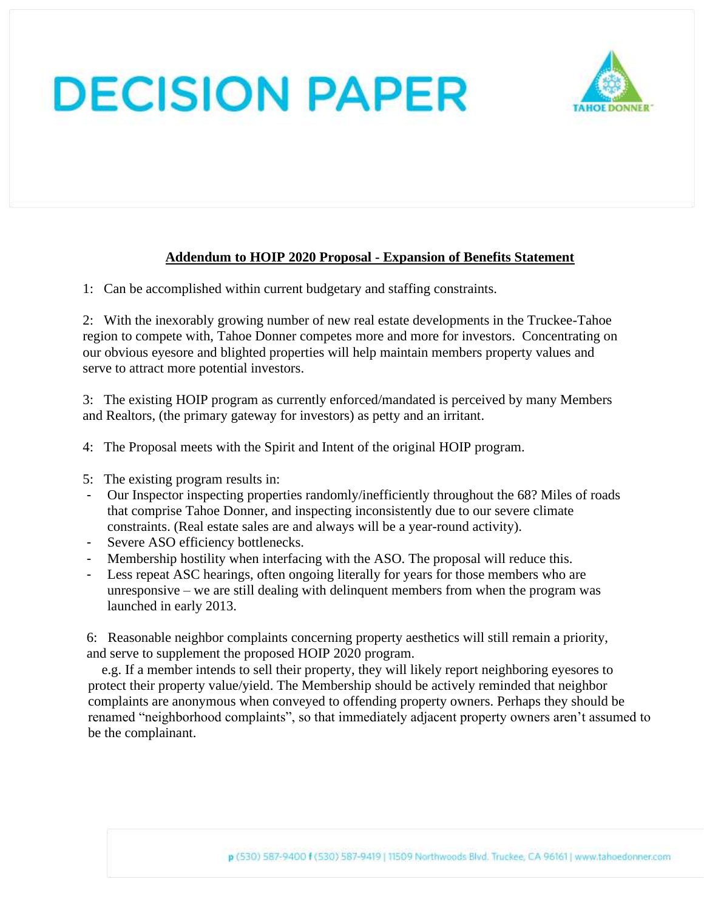# DECISION PAPER

**Addendum to HOIP 2020 Proposal - Expansion of Benefits Statement**

1: Can be accomplished within current budgetary and staffing constraints.

2: With the inexorably growing number of new real estate developments in the Truckee-Tahoe region to compete with, Tahoe Donner competes more and more for investors. Concentrating on our obvious eyesore and blighted properties will help maintain members property values and serve to attract more potential investors.

3: The existing HOIP program as currently enforced/mandated is perceived by many Members and Realtors, (the primary gateway for investors) as petty and an irritant.

4: The Proposal meets with the Spirit and Intent of the original HOIP program.

5: The existing program results in:

- Our Inspector inspecting properties randomly/inefficiently throughout the 68? Miles of roads that comprise Tahoe Donner, and inspecting inconsistently due to our severe climate constraints. (Real estate sales are and always will be a year-round activity).
- Severe ASO efficiency bottlenecks.
- Membership hostility when interfacing with the ASO. The proposal will reduce this.
- Less repeat ASC hearings, often ongoing literally for years for those members who are unresponsive – we are still dealing with delinquent members from when the program was launched in early 2013.

6: Reasonable neighbor complaints concerning property aesthetics will still remain a priority, and serve to supplement the proposed HOIP 2020 program.

e.g. If a member intends to sell their property, they will likely report neighboring eyesores to protect their property value/yield. The Membership should be actively reminded that neighbor complaints are anonymous when conveyed to offending property owners. Perhaps they should be renamed "neighborhood complaints", so that immediately adjacent property owners aren't assumed to be the complainant.